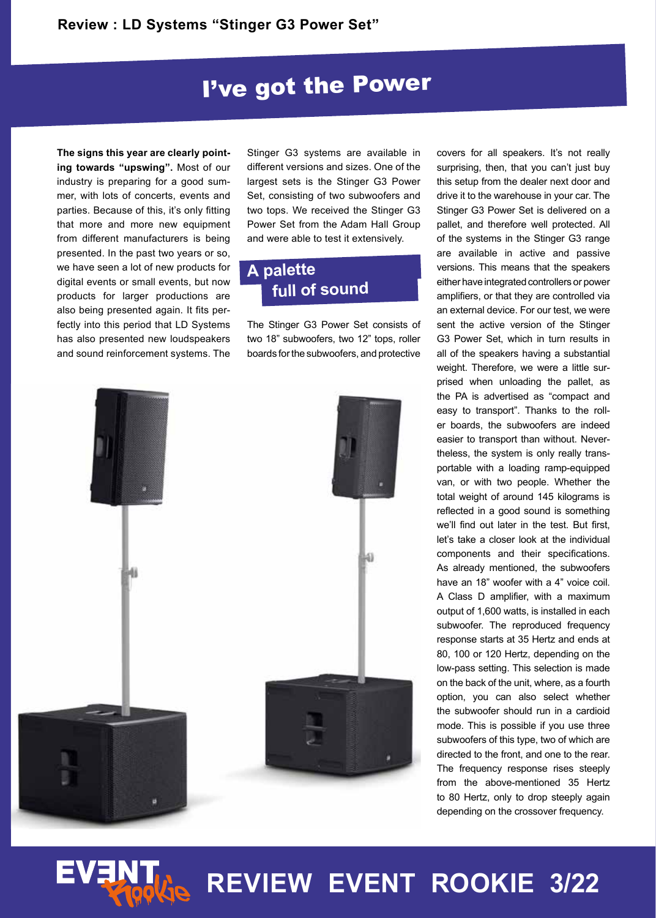Review : LD Systems "Stinger G3 Power Set"

# I've got the Power

**The signs this year are clearly pointing towards "upswing".** Most of our industry is preparing for a good summer, with lots of concerts, events and parties. Because of this, it's only fitting that more and more new equipment from different manufacturers is being presented. In the past two years or so, we have seen a lot of new products for digital events or small events, but now products for larger productions are also being presented again. It fits perfectly into this period that LD Systems has also presented new loudspeakers and sound reinforcement systems. The Stinger G3 systems are available in different versions and sizes. One of the largest sets is the Stinger G3 Power Set, consisting of two subwoofers and two tops. We received the Stinger G3 Power Set from the Adam Hall Group and were able to test it extensively.

## A palette full of sound

The Stinger G3 Power Set consists of two 18" subwoofers, two 12" tops, roller boards for the subwoofers, and protective covers for all speakers. It's not really surprising, then, that you can't just buy this setup from the dealer next door and drive it to the warehouse in your car. The Stinger G3 Power Set is delivered on a pallet, and therefore well protected. All of the systems in the Stinger G3 range are available in active and passive versions. This means that the speakers either have integrated controllers or power amplifiers, or that they are controlled via an external device. For our test, we were sent the active version of the Stinger G3 Power Set, which in turn results in all of the speakers having a substantial weight. Therefore, we were a little surprised when unloading the pallet, as the PA is advertised as "compact and easy to transport". Thanks to the roller boards, the subwoofers are indeed easier to transport than without. Nevertheless, the system is only really transportable with a loading ramp-equipped van, or with two people. Whether the total weight of around 145 kilograms is reflected in a good sound is something we'll find out later in the test. But first, let's take a closer look at the individual components and their specifications. As already mentioned, the subwoofers have an 18" woofer with a 4" voice coil. A Class D amplifier, with a maximum output of 1,600 watts, is installed in each subwoofer. The reproduced frequency response starts at 35 Hertz and ends at 80, 100 or 120 Hertz, depending on the low-pass setting. This selection is made on the back of the unit, where, as a fourth option, you can also select whether the subwoofer should run in a cardioid mode. This is possible if you use three subwoofers of this type, two of which are directed to the front, and one to the rear. The frequency response rises steeply from the above-mentioned 35 Hertz to 80 Hertz, only to drop steeply again depending on the crossover frequency.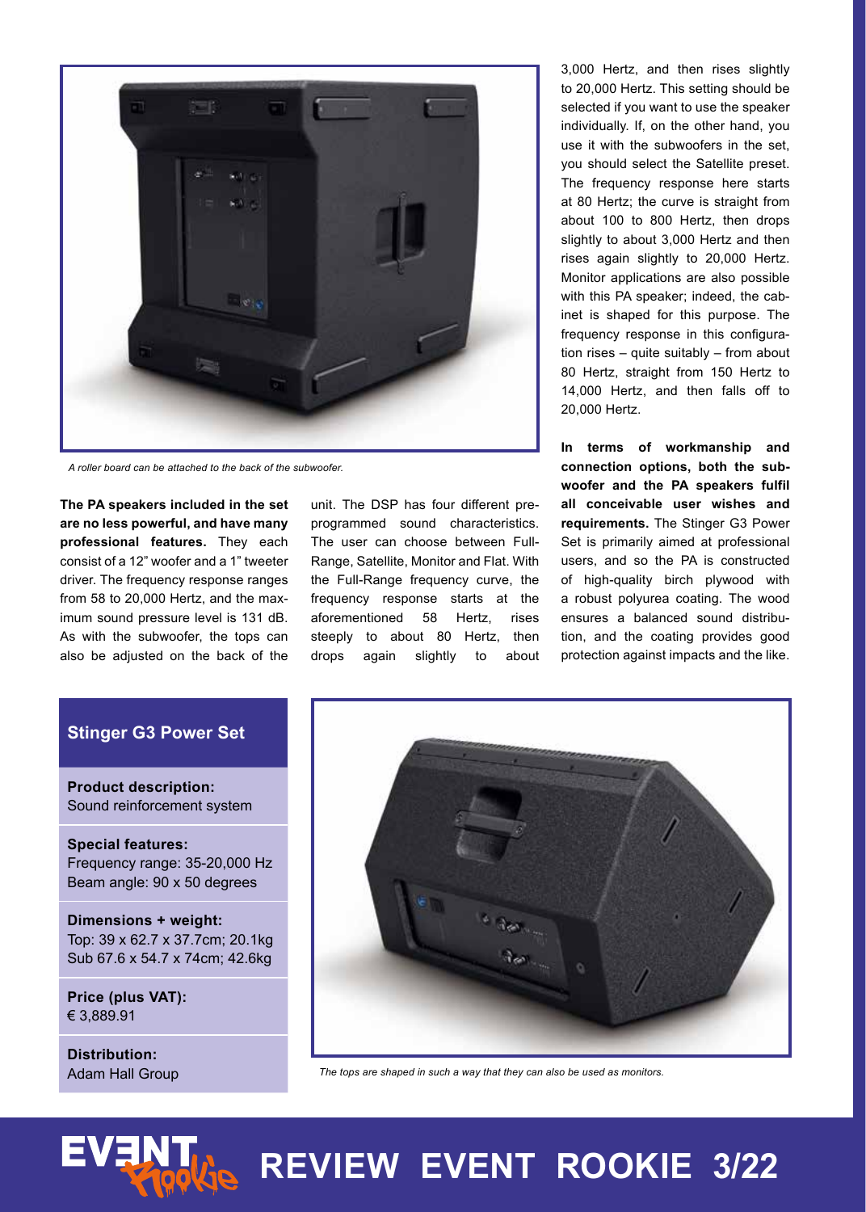*A roller board can be attached to the back of the subwoofer.*

**The PA speakers included in the set are no less powerful, and have many professional features.** They each consist of a 12" woofer and a 1" tweeter driver. The frequency response ranges from 58 to 20,000 Hertz, and the maximum sound pressure level is 131 dB. As with the subwoofer, the tops can also be adjusted on the back of the unit. The DSP has four different pre-programmed sound characteristics. The user can choose between Full-Range, Satellite, Monitor and Flat. With the Full-Range frequency curve, the frequency response starts at the aforementioned 58 Hertz, rises steeply to about 80 Hertz, then drops again slightly to about 3,000 Hertz, and then rises slightly to 20,000 Hertz. This setting should be selected if you want to use the speaker individually. If, on the other hand, you use it with the subwoofers in the set, you should select the Satellite preset. The frequency response here starts at 80 Hertz; the curve is straight from about 100 to 800 Hertz, then drops slightly to about 3,000 Hertz and then rises again slightly to 20,000 Hertz. Monitor applications are also possible with this PA speaker; indeed, the cabinet is shaped for this purpose. The frequency response in this configuration rises – quite suitably – from about 80 Hertz, straight from 150 Hertz to 14,000 Hertz, and then falls off to 20,000 Hertz.

**In terms of workmanship and connection options, both the subwoofer and the PA speakers fulfil all conceivable user wishes and requirements.** The Stinger G3 Power Set is primarily aimed at professional users, and so the PA is constructed of high-quality birch plywood with a robust polyurea coating. The wood ensures a balanced sound distribution, and the coating provides good protection against impacts and the like.

## Stinger G3 Power Set

**Product description:**
Sound reinforcement system

**Special features:**
Frequency range: 35-20,000 Hz
Beam angle: 90 x 50 degrees

**Dimensions + weight:**
Top: 39 x 62.7 x 37.7cm; 20.1kg
Sub 67.6 x 54.7 x 74cm; 42.6kg

**Price (plus VAT):**
€ 3,889.91

**Distribution:**
Adam Hall Group

*The tops are shaped in such a way that they can also be used as monitors.*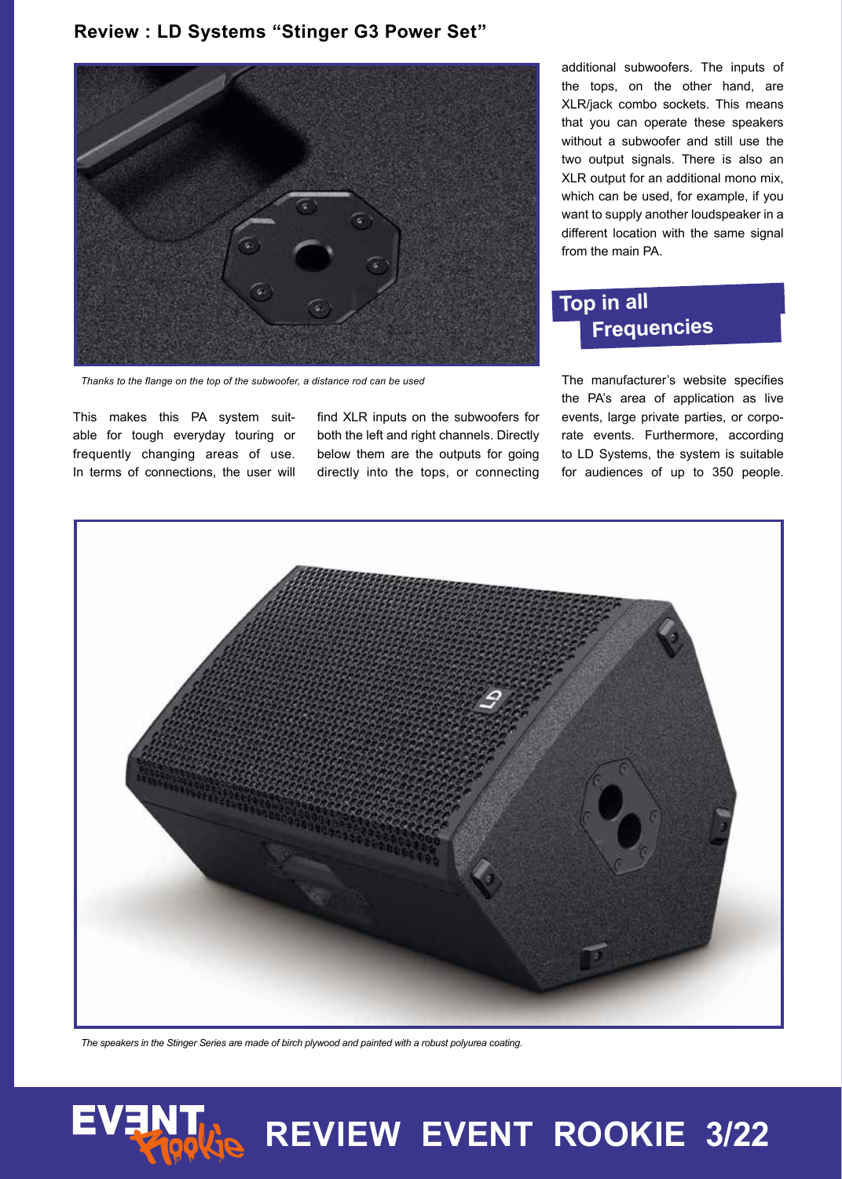*Thanks to the flange on the top of the subwoofer, a distance rod can be used*

This makes this PA system suitable for tough everyday touring or frequently changing areas of use. In terms of connections, the user will find XLR inputs on the subwoofers for both the left and right channels. Directly below them are the outputs for going directly into the tops, or connecting additional subwoofers. The inputs of the tops, on the other hand, are XLR/jack combo sockets. This means that you can operate these speakers without a subwoofer and still use the two output signals. There is also an XLR output for an additional mono mix, which can be used, for example, if you want to supply another loudspeaker in a different location with the same signal from the main PA.

## Top in all Frequencies

The manufacturer's website specifies the PA's area of application as live events, large private parties, or corporate events. Furthermore, according to LD Systems, the system is suitable for audiences of up to 350 people.

*The speakers in the Stinger Series are made of birch plywood and painted with a robust polyurea coating.*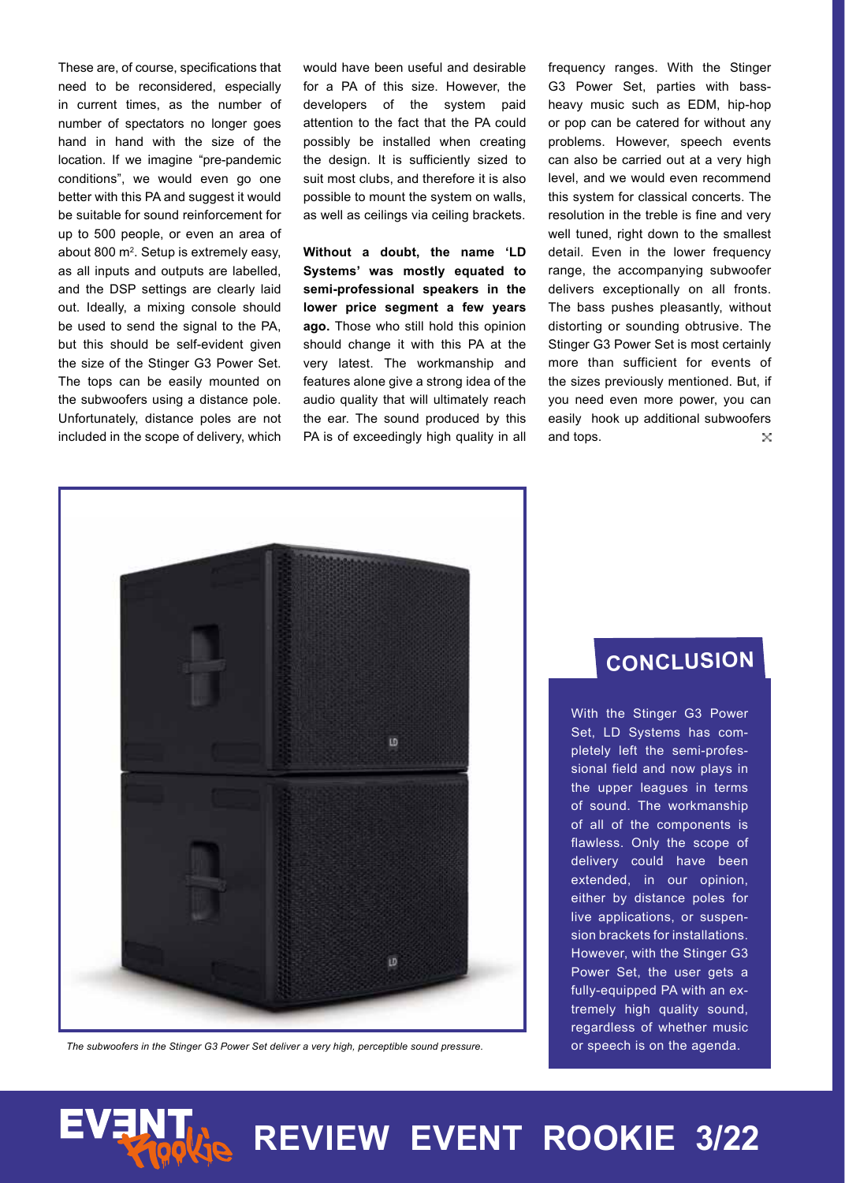These are, of course, specifications that need to be reconsidered, especially in current times, as the number of number of spectators no longer goes hand in hand with the size of the location. If we imagine "pre-pandemic conditions", we would even go one better with this PA and suggest it would be suitable for sound reinforcement for up to 500 people, or even an area of about 800 $m^2$. Setup is extremely easy, as all inputs and outputs are labelled, and the DSP settings are clearly laid out. Ideally, a mixing console should be used to send the signal to the PA, but this should be self-evident given the size of the Stinger G3 Power Set. The tops can be easily mounted on the subwoofers using a distance pole. Unfortunately, distance poles are not included in the scope of delivery, which would have been useful and desirable for a PA of this size. However, the developers of the system paid attention to the fact that the PA could possibly be installed when creating the design. It is sufficiently sized to suit most clubs, and therefore it is also possible to mount the system on walls, as well as ceilings via ceiling brackets.

**Without a doubt, the name 'LD Systems' was mostly equated to semi-professional speakers in the lower price segment a few years ago.** Those who still hold this opinion should change it with this PA at the very latest. The workmanship and features alone give a strong idea of the audio quality that will ultimately reach the ear. The sound produced by this PA is of exceedingly high quality in all frequency ranges. With the Stinger G3 Power Set, parties with bass-heavy music such as EDM, hip-hop or pop can be catered for without any problems. However, speech events can also be carried out at a very high level, and we would even recommend this system for classical concerts. The resolution in the treble is fine and very well tuned, right down to the smallest detail. Even in the lower frequency range, the accompanying subwoofer delivers exceptionally on all fronts. The bass pushes pleasantly, without distorting or sounding obtrusive. The Stinger G3 Power Set is most certainly more than sufficient for events of the sizes previously mentioned. But, if you need even more power, you can easily hook up additional subwoofers and tops.

*The subwoofers in the Stinger G3 Power Set deliver a very high, perceptible sound pressure.*

## CONCLUSION

With the Stinger G3 Power Set, LD Systems has completely left the semi-professional field and now plays in the upper leagues in terms of sound. The workmanship of all of the components is flawless. Only the scope of delivery could have been extended, in our opinion, either by distance poles for live applications, or suspension brackets for installations. However, with the Stinger G3 Power Set, the user gets a fully-equipped PA with an extremely high quality sound, regardless of whether music or speech is on the agenda.